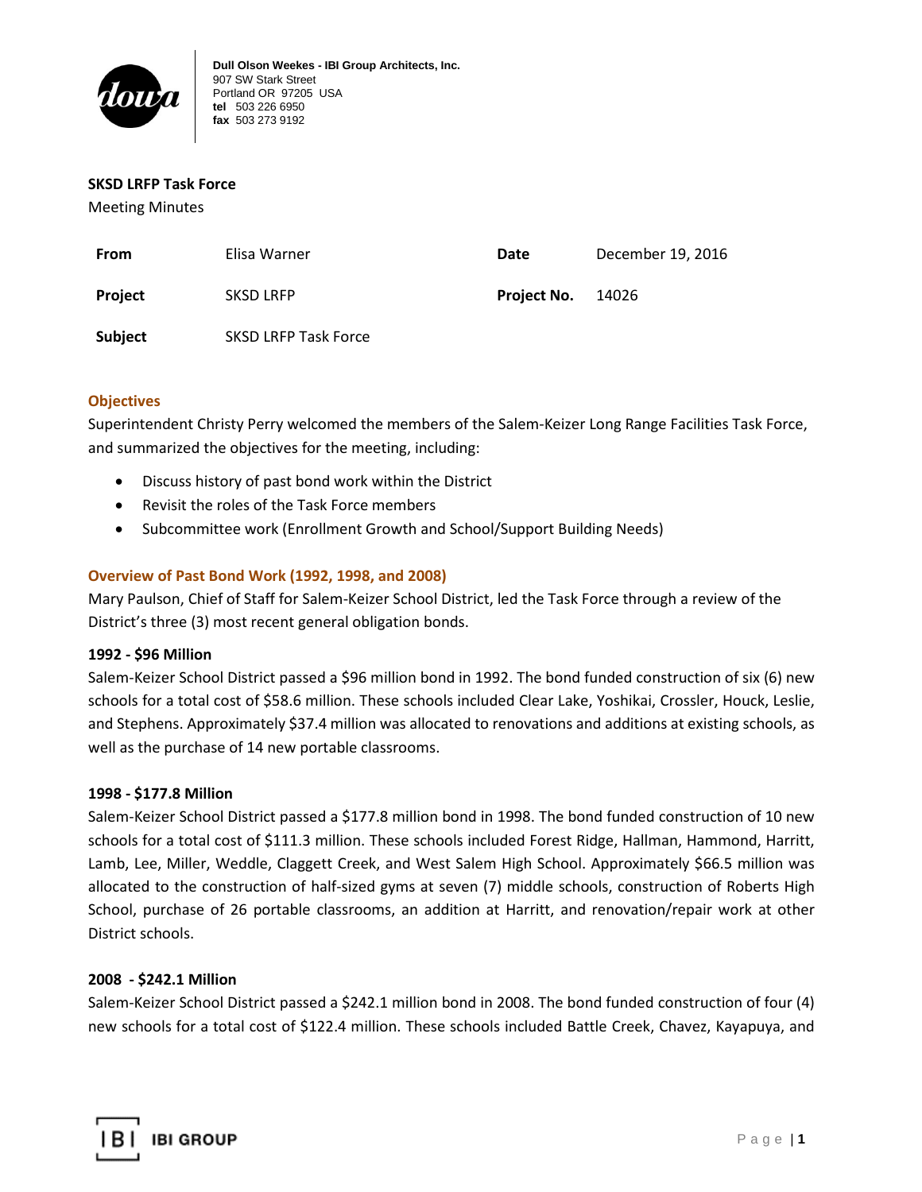Dull Olson Weekes - IBI Group Architects, Inc.
907 SW Stark Street
Portland OR 97205 USA
**tel** 503 226 6950
**fax** 503 273 9192

**SKSD LRFP Task Force**

Meeting Minutes

| **From** | Elisa Warner | **Date** | December 19, 2016 |
|---|---|---|---|
| **Project** | SKSD LRFP | **Project No.** | 14026 |
| **Subject** | SKSD LRFP Task Force | | |

## Objectives

Superintendent Christy Perry welcomed the members of the Salem-Keizer Long Range Facilities Task Force, and summarized the objectives for the meeting, including:

- Discuss history of past bond work within the District
- Revisit the roles of the Task Force members
- Subcommittee work (Enrollment Growth and School/Support Building Needs)

## Overview of Past Bond Work (1992, 1998, and 2008)

Mary Paulson, Chief of Staff for Salem-Keizer School District, led the Task Force through a review of the District's three (3) most recent general obligation bonds.

### 1992 - $96 Million

Salem-Keizer School District passed a $96 million bond in 1992. The bond funded construction of six (6) new schools for a total cost of $58.6 million. These schools included Clear Lake, Yoshikai, Crossler, Houck, Leslie, and Stephens. Approximately $37.4 million was allocated to renovations and additions at existing schools, as well as the purchase of 14 new portable classrooms.

### 1998 - $177.8 Million

Salem-Keizer School District passed a $177.8 million bond in 1998. The bond funded construction of 10 new schools for a total cost of $111.3 million. These schools included Forest Ridge, Hallman, Hammond, Harritt, Lamb, Lee, Miller, Weddle, Claggett Creek, and West Salem High School. Approximately $66.5 million was allocated to the construction of half-sized gyms at seven (7) middle schools, construction of Roberts High School, purchase of 26 portable classrooms, an addition at Harritt, and renovation/repair work at other District schools.

### 2008 - $242.1 Million

Salem-Keizer School District passed a $242.1 million bond in 2008. The bond funded construction of four (4) new schools for a total cost of $122.4 million. These schools included Battle Creek, Chavez, Kayapuya, and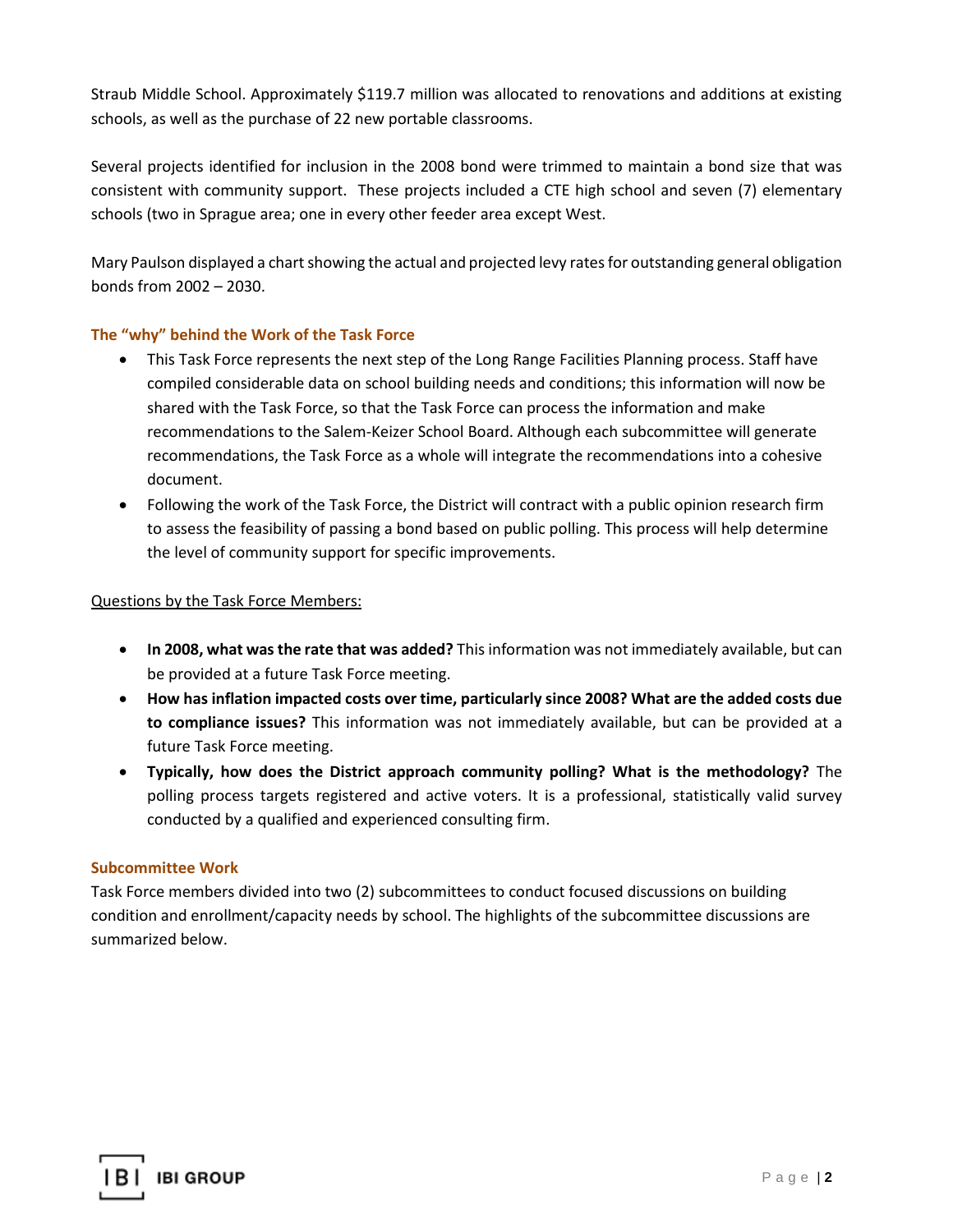Straub Middle School. Approximately $119.7 million was allocated to renovations and additions at existing schools, as well as the purchase of 22 new portable classrooms.

Several projects identified for inclusion in the 2008 bond were trimmed to maintain a bond size that was consistent with community support. These projects included a CTE high school and seven (7) elementary schools (two in Sprague area; one in every other feeder area except West.

Mary Paulson displayed a chart showing the actual and projected levy rates for outstanding general obligation bonds from 2002 – 2030.

### The "why" behind the Work of the Task Force

- This Task Force represents the next step of the Long Range Facilities Planning process. Staff have compiled considerable data on school building needs and conditions; this information will now be shared with the Task Force, so that the Task Force can process the information and make recommendations to the Salem-Keizer School Board. Although each subcommittee will generate recommendations, the Task Force as a whole will integrate the recommendations into a cohesive document.
- Following the work of the Task Force, the District will contract with a public opinion research firm to assess the feasibility of passing a bond based on public polling. This process will help determine the level of community support for specific improvements.

Questions by the Task Force Members:

- **In 2008, what was the rate that was added?** This information was not immediately available, but can be provided at a future Task Force meeting.
- **How has inflation impacted costs over time, particularly since 2008? What are the added costs due to compliance issues?** This information was not immediately available, but can be provided at a future Task Force meeting.
- **Typically, how does the District approach community polling? What is the methodology?** The polling process targets registered and active voters. It is a professional, statistically valid survey conducted by a qualified and experienced consulting firm.

### Subcommittee Work

Task Force members divided into two (2) subcommittees to conduct focused discussions on building condition and enrollment/capacity needs by school. The highlights of the subcommittee discussions are summarized below.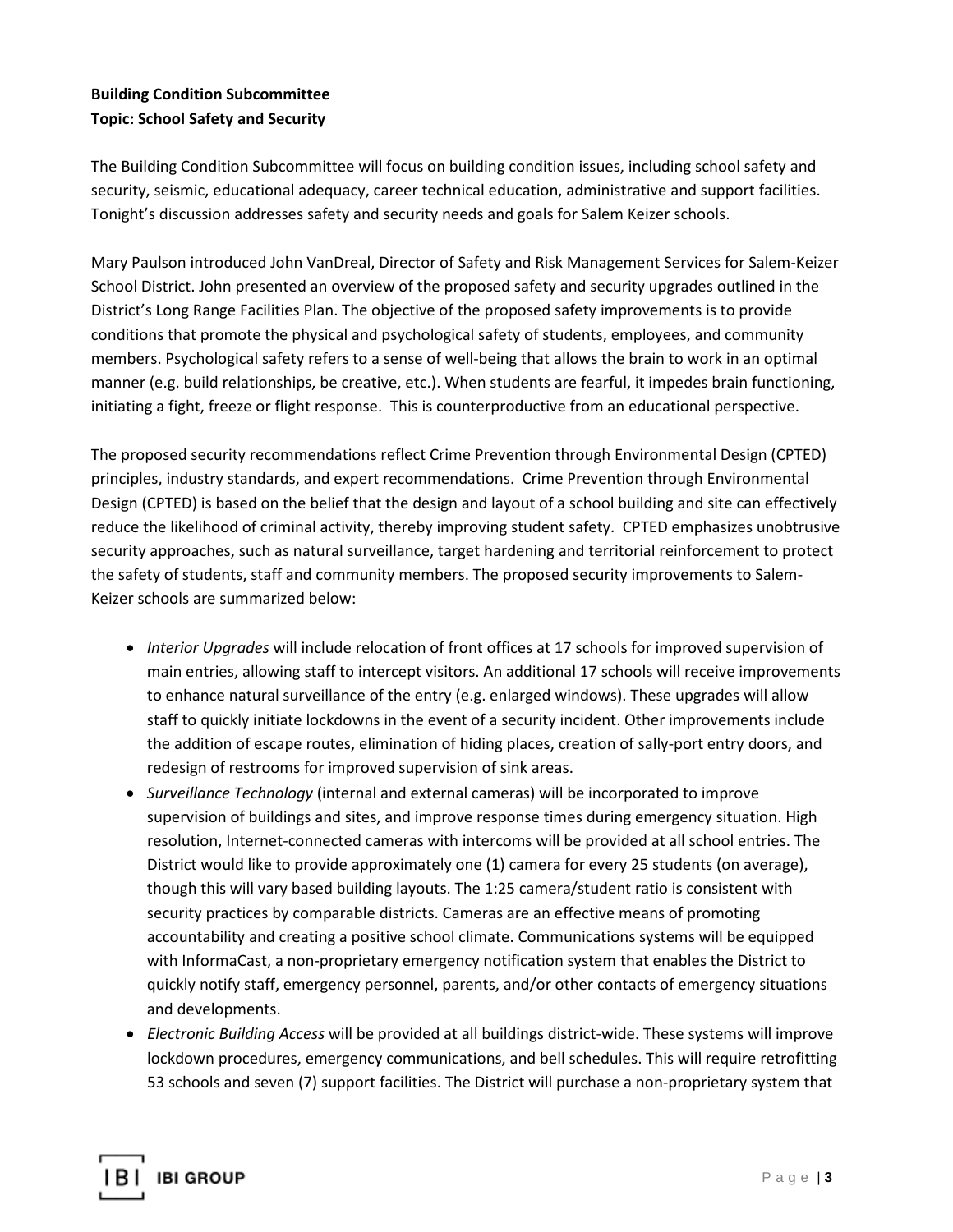**Building Condition Subcommittee**
**Topic: School Safety and Security**

The Building Condition Subcommittee will focus on building condition issues, including school safety and security, seismic, educational adequacy, career technical education, administrative and support facilities. Tonight's discussion addresses safety and security needs and goals for Salem Keizer schools.

Mary Paulson introduced John VanDreal, Director of Safety and Risk Management Services for Salem-Keizer School District. John presented an overview of the proposed safety and security upgrades outlined in the District's Long Range Facilities Plan. The objective of the proposed safety improvements is to provide conditions that promote the physical and psychological safety of students, employees, and community members. Psychological safety refers to a sense of well-being that allows the brain to work in an optimal manner (e.g. build relationships, be creative, etc.). When students are fearful, it impedes brain functioning, initiating a fight, freeze or flight response. This is counterproductive from an educational perspective.

The proposed security recommendations reflect Crime Prevention through Environmental Design (CPTED) principles, industry standards, and expert recommendations. Crime Prevention through Environmental Design (CPTED) is based on the belief that the design and layout of a school building and site can effectively reduce the likelihood of criminal activity, thereby improving student safety. CPTED emphasizes unobtrusive security approaches, such as natural surveillance, target hardening and territorial reinforcement to protect the safety of students, staff and community members. The proposed security improvements to Salem-Keizer schools are summarized below:

- *Interior Upgrades* will include relocation of front offices at 17 schools for improved supervision of main entries, allowing staff to intercept visitors. An additional 17 schools will receive improvements to enhance natural surveillance of the entry (e.g. enlarged windows). These upgrades will allow staff to quickly initiate lockdowns in the event of a security incident. Other improvements include the addition of escape routes, elimination of hiding places, creation of sally-port entry doors, and redesign of restrooms for improved supervision of sink areas.
- *Surveillance Technology* (internal and external cameras) will be incorporated to improve supervision of buildings and sites, and improve response times during emergency situation. High resolution, Internet-connected cameras with intercoms will be provided at all school entries. The District would like to provide approximately one (1) camera for every 25 students (on average), though this will vary based building layouts. The 1:25 camera/student ratio is consistent with security practices by comparable districts. Cameras are an effective means of promoting accountability and creating a positive school climate. Communications systems will be equipped with InformaCast, a non-proprietary emergency notification system that enables the District to quickly notify staff, emergency personnel, parents, and/or other contacts of emergency situations and developments.
- *Electronic Building Access* will be provided at all buildings district-wide. These systems will improve lockdown procedures, emergency communications, and bell schedules. This will require retrofitting 53 schools and seven (7) support facilities. The District will purchase a non-proprietary system that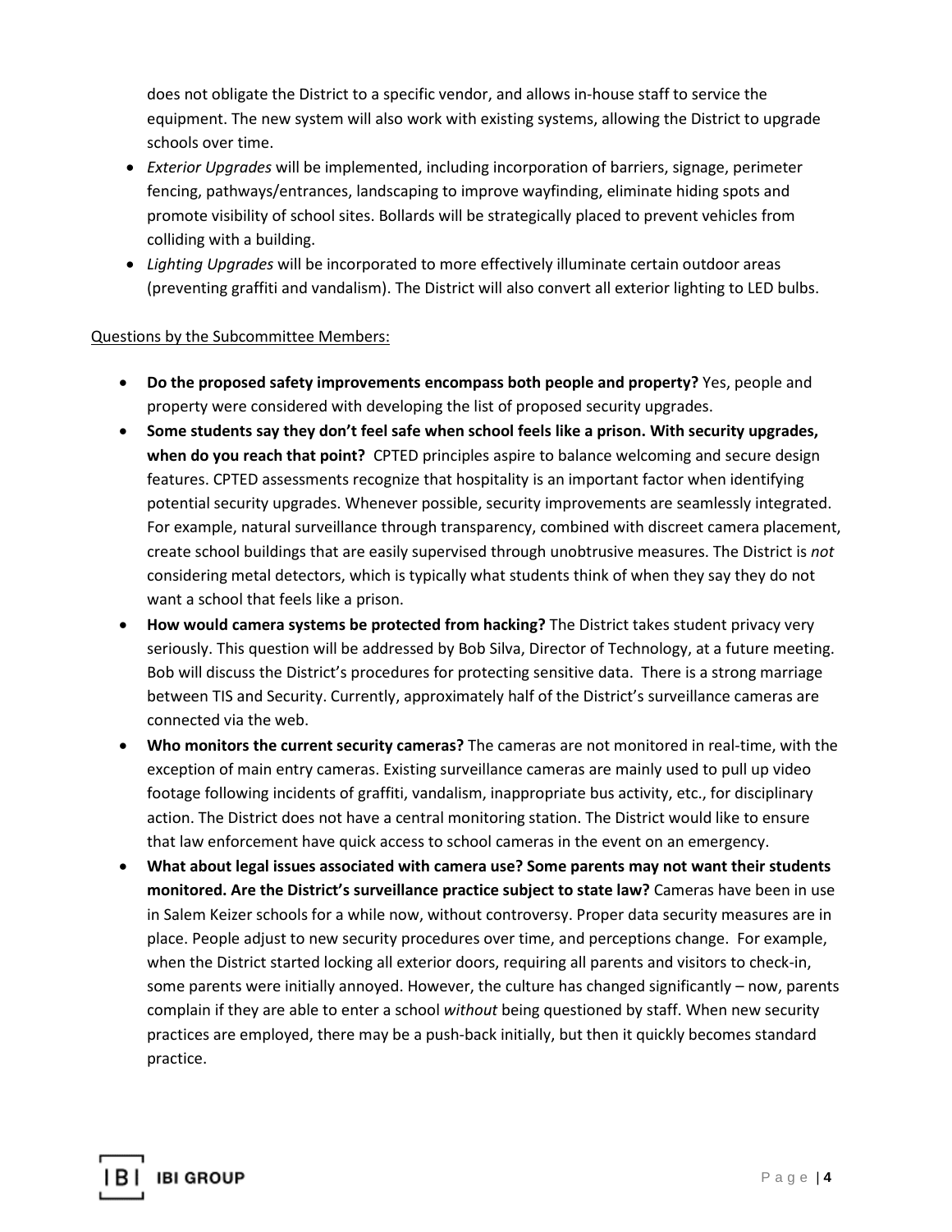does not obligate the District to a specific vendor, and allows in-house staff to service the equipment. The new system will also work with existing systems, allowing the District to upgrade schools over time.

- *Exterior Upgrades* will be implemented, including incorporation of barriers, signage, perimeter fencing, pathways/entrances, landscaping to improve wayfinding, eliminate hiding spots and promote visibility of school sites. Bollards will be strategically placed to prevent vehicles from colliding with a building.
- *Lighting Upgrades* will be incorporated to more effectively illuminate certain outdoor areas (preventing graffiti and vandalism). The District will also convert all exterior lighting to LED bulbs.

Questions by the Subcommittee Members:

- **Do the proposed safety improvements encompass both people and property?** Yes, people and property were considered with developing the list of proposed security upgrades.
- **Some students say they don't feel safe when school feels like a prison. With security upgrades, when do you reach that point?** CPTED principles aspire to balance welcoming and secure design features. CPTED assessments recognize that hospitality is an important factor when identifying potential security upgrades. Whenever possible, security improvements are seamlessly integrated. For example, natural surveillance through transparency, combined with discreet camera placement, create school buildings that are easily supervised through unobtrusive measures. The District is *not* considering metal detectors, which is typically what students think of when they say they do not want a school that feels like a prison.
- **How would camera systems be protected from hacking?** The District takes student privacy very seriously. This question will be addressed by Bob Silva, Director of Technology, at a future meeting. Bob will discuss the District's procedures for protecting sensitive data. There is a strong marriage between TIS and Security. Currently, approximately half of the District's surveillance cameras are connected via the web.
- **Who monitors the current security cameras?** The cameras are not monitored in real-time, with the exception of main entry cameras. Existing surveillance cameras are mainly used to pull up video footage following incidents of graffiti, vandalism, inappropriate bus activity, etc., for disciplinary action. The District does not have a central monitoring station. The District would like to ensure that law enforcement have quick access to school cameras in the event on an emergency.
- **What about legal issues associated with camera use? Some parents may not want their students monitored. Are the District's surveillance practice subject to state law?** Cameras have been in use in Salem Keizer schools for a while now, without controversy. Proper data security measures are in place. People adjust to new security procedures over time, and perceptions change. For example, when the District started locking all exterior doors, requiring all parents and visitors to check-in, some parents were initially annoyed. However, the culture has changed significantly – now, parents complain if they are able to enter a school *without* being questioned by staff. When new security practices are employed, there may be a push-back initially, but then it quickly becomes standard practice.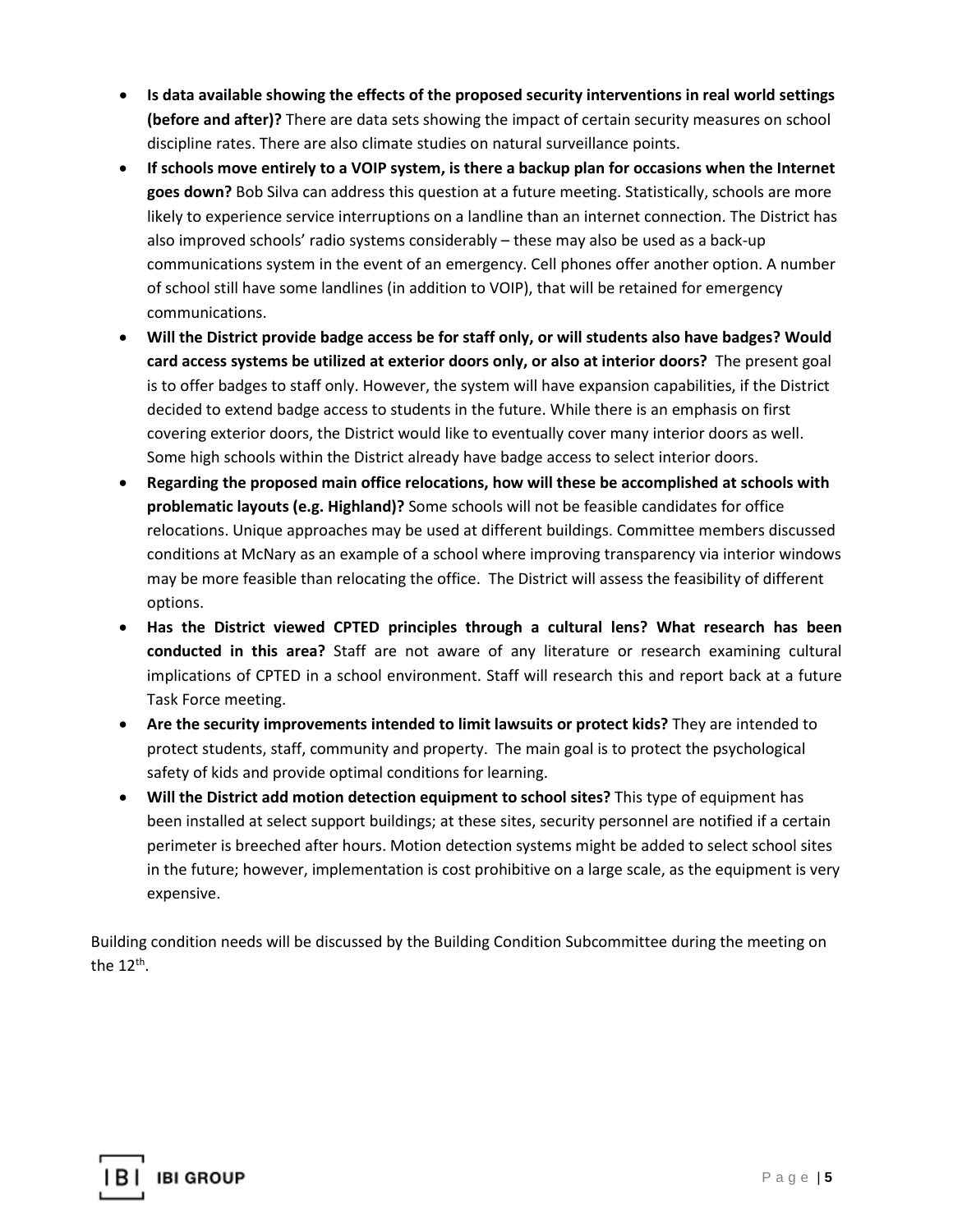- **Is data available showing the effects of the proposed security interventions in real world settings (before and after)?** There are data sets showing the impact of certain security measures on school discipline rates. There are also climate studies on natural surveillance points.
- **If schools move entirely to a VOIP system, is there a backup plan for occasions when the Internet goes down?** Bob Silva can address this question at a future meeting. Statistically, schools are more likely to experience service interruptions on a landline than an internet connection. The District has also improved schools' radio systems considerably – these may also be used as a back-up communications system in the event of an emergency. Cell phones offer another option. A number of school still have some landlines (in addition to VOIP), that will be retained for emergency communications.
- **Will the District provide badge access be for staff only, or will students also have badges? Would card access systems be utilized at exterior doors only, or also at interior doors?** The present goal is to offer badges to staff only. However, the system will have expansion capabilities, if the District decided to extend badge access to students in the future. While there is an emphasis on first covering exterior doors, the District would like to eventually cover many interior doors as well. Some high schools within the District already have badge access to select interior doors.
- **Regarding the proposed main office relocations, how will these be accomplished at schools with problematic layouts (e.g. Highland)?** Some schools will not be feasible candidates for office relocations. Unique approaches may be used at different buildings. Committee members discussed conditions at McNary as an example of a school where improving transparency via interior windows may be more feasible than relocating the office. The District will assess the feasibility of different options.
- **Has the District viewed CPTED principles through a cultural lens? What research has been conducted in this area?** Staff are not aware of any literature or research examining cultural implications of CPTED in a school environment. Staff will research this and report back at a future Task Force meeting.
- **Are the security improvements intended to limit lawsuits or protect kids?** They are intended to protect students, staff, community and property. The main goal is to protect the psychological safety of kids and provide optimal conditions for learning.
- **Will the District add motion detection equipment to school sites?** This type of equipment has been installed at select support buildings; at these sites, security personnel are notified if a certain perimeter is breeched after hours. Motion detection systems might be added to select school sites in the future; however, implementation is cost prohibitive on a large scale, as the equipment is very expensive.

Building condition needs will be discussed by the Building Condition Subcommittee during the meeting on the 12th.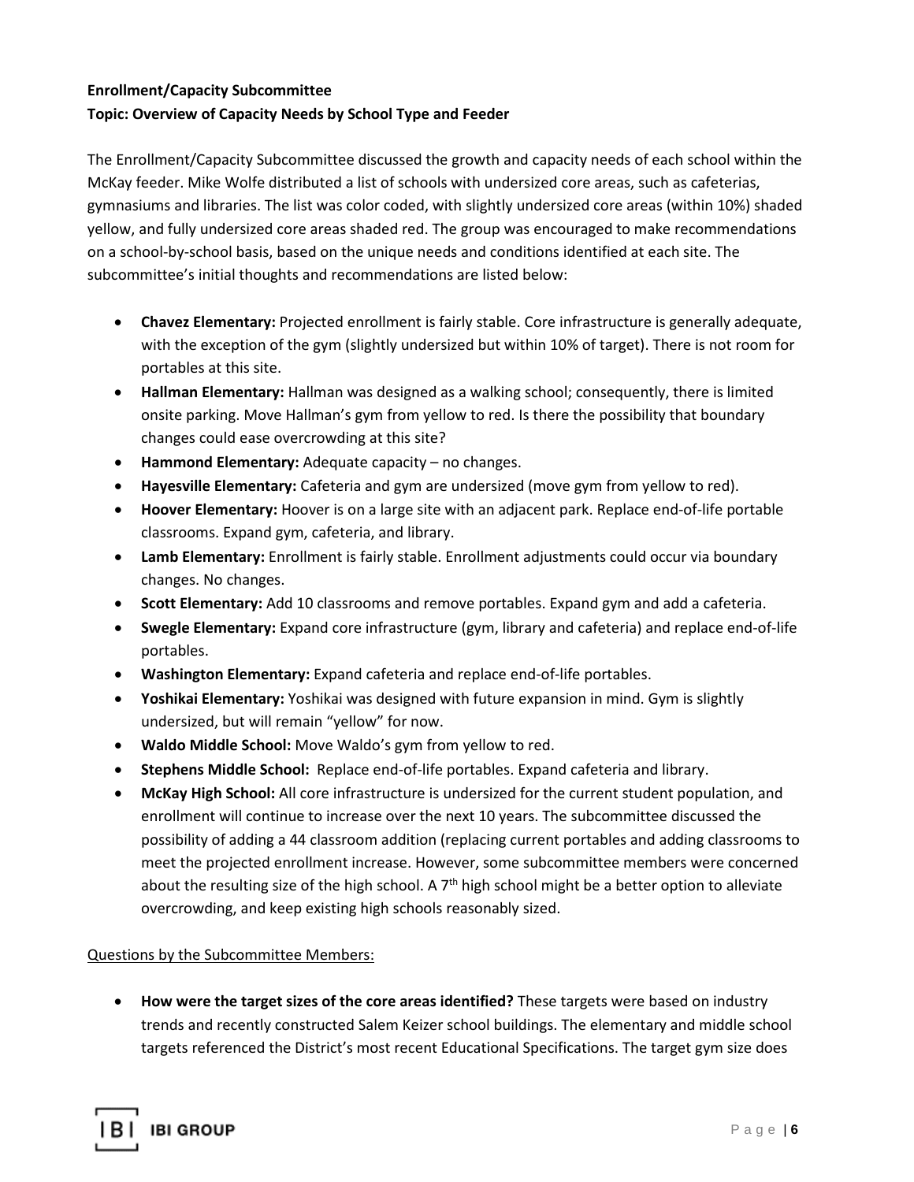**Enrollment/Capacity Subcommittee**
**Topic: Overview of Capacity Needs by School Type and Feeder**

The Enrollment/Capacity Subcommittee discussed the growth and capacity needs of each school within the McKay feeder. Mike Wolfe distributed a list of schools with undersized core areas, such as cafeterias, gymnasiums and libraries. The list was color coded, with slightly undersized core areas (within 10%) shaded yellow, and fully undersized core areas shaded red. The group was encouraged to make recommendations on a school-by-school basis, based on the unique needs and conditions identified at each site. The subcommittee's initial thoughts and recommendations are listed below:

- **Chavez Elementary:** Projected enrollment is fairly stable. Core infrastructure is generally adequate, with the exception of the gym (slightly undersized but within 10% of target). There is not room for portables at this site.
- **Hallman Elementary:** Hallman was designed as a walking school; consequently, there is limited onsite parking. Move Hallman's gym from yellow to red. Is there the possibility that boundary changes could ease overcrowding at this site?
- **Hammond Elementary:** Adequate capacity – no changes.
- **Hayesville Elementary:** Cafeteria and gym are undersized (move gym from yellow to red).
- **Hoover Elementary:** Hoover is on a large site with an adjacent park. Replace end-of-life portable classrooms. Expand gym, cafeteria, and library.
- **Lamb Elementary:** Enrollment is fairly stable. Enrollment adjustments could occur via boundary changes. No changes.
- **Scott Elementary:** Add 10 classrooms and remove portables. Expand gym and add a cafeteria.
- **Swegle Elementary:** Expand core infrastructure (gym, library and cafeteria) and replace end-of-life portables.
- **Washington Elementary:** Expand cafeteria and replace end-of-life portables.
- **Yoshikai Elementary:** Yoshikai was designed with future expansion in mind. Gym is slightly undersized, but will remain "yellow" for now.
- **Waldo Middle School:** Move Waldo's gym from yellow to red.
- **Stephens Middle School:** Replace end-of-life portables. Expand cafeteria and library.
- **McKay High School:** All core infrastructure is undersized for the current student population, and enrollment will continue to increase over the next 10 years. The subcommittee discussed the possibility of adding a 44 classroom addition (replacing current portables and adding classrooms to meet the projected enrollment increase. However, some subcommittee members were concerned about the resulting size of the high school. A 7th high school might be a better option to alleviate overcrowding, and keep existing high schools reasonably sized.

<u>Questions by the Subcommittee Members:</u>

- **How were the target sizes of the core areas identified?** These targets were based on industry trends and recently constructed Salem Keizer school buildings. The elementary and middle school targets referenced the District's most recent Educational Specifications. The target gym size does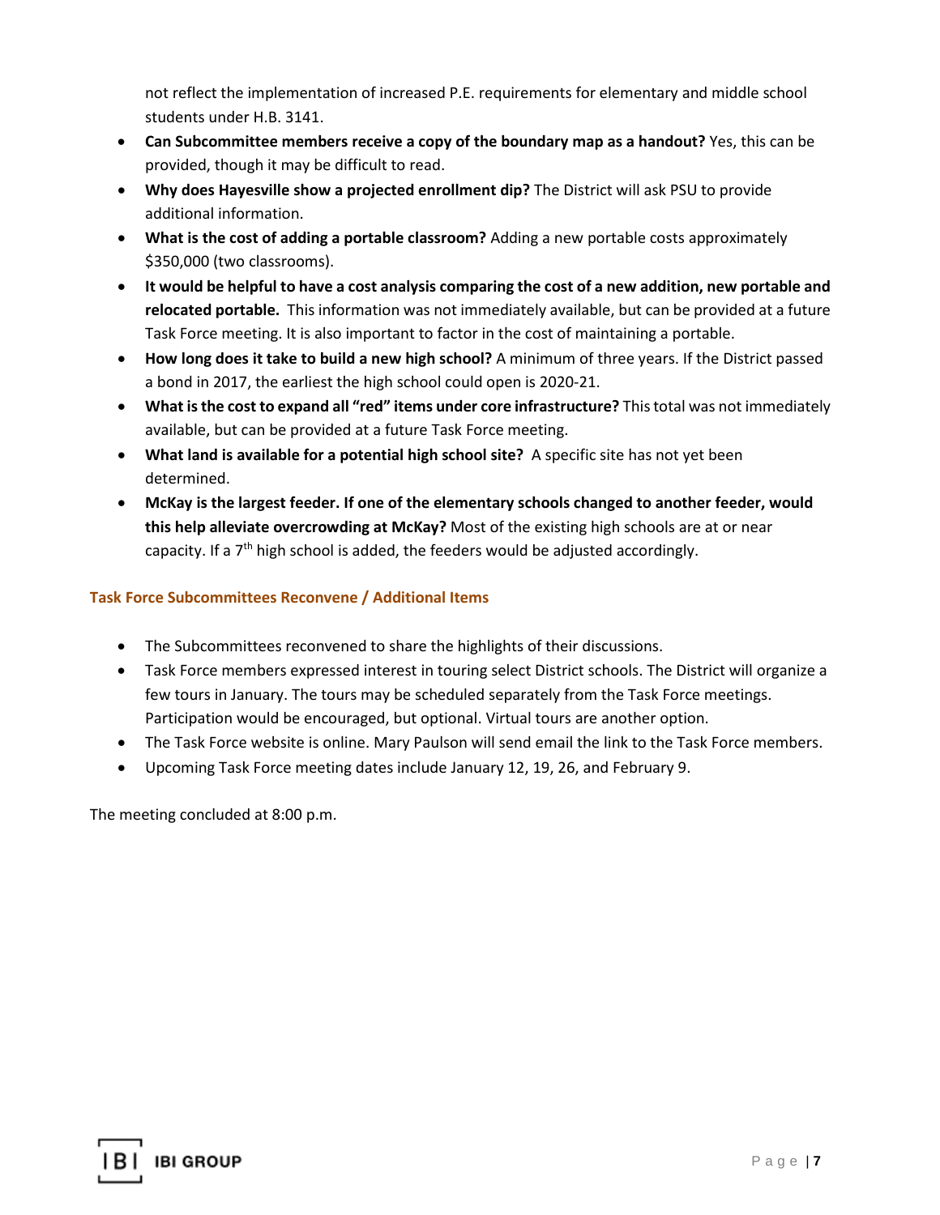not reflect the implementation of increased P.E. requirements for elementary and middle school students under H.B. 3141.

- **Can Subcommittee members receive a copy of the boundary map as a handout?** Yes, this can be provided, though it may be difficult to read.
- **Why does Hayesville show a projected enrollment dip?** The District will ask PSU to provide additional information.
- **What is the cost of adding a portable classroom?** Adding a new portable costs approximately $350,000 (two classrooms).
- **It would be helpful to have a cost analysis comparing the cost of a new addition, new portable and relocated portable.** This information was not immediately available, but can be provided at a future Task Force meeting. It is also important to factor in the cost of maintaining a portable.
- **How long does it take to build a new high school?** A minimum of three years. If the District passed a bond in 2017, the earliest the high school could open is 2020-21.
- **What is the cost to expand all "red" items under core infrastructure?** This total was not immediately available, but can be provided at a future Task Force meeting.
- **What land is available for a potential high school site?** A specific site has not yet been determined.
- **McKay is the largest feeder. If one of the elementary schools changed to another feeder, would this help alleviate overcrowding at McKay?** Most of the existing high schools are at or near capacity. If a 7th high school is added, the feeders would be adjusted accordingly.

### Task Force Subcommittees Reconvene / Additional Items

- The Subcommittees reconvened to share the highlights of their discussions.
- Task Force members expressed interest in touring select District schools. The District will organize a few tours in January. The tours may be scheduled separately from the Task Force meetings. Participation would be encouraged, but optional. Virtual tours are another option.
- The Task Force website is online. Mary Paulson will send email the link to the Task Force members.
- Upcoming Task Force meeting dates include January 12, 19, 26, and February 9.

The meeting concluded at 8:00 p.m.